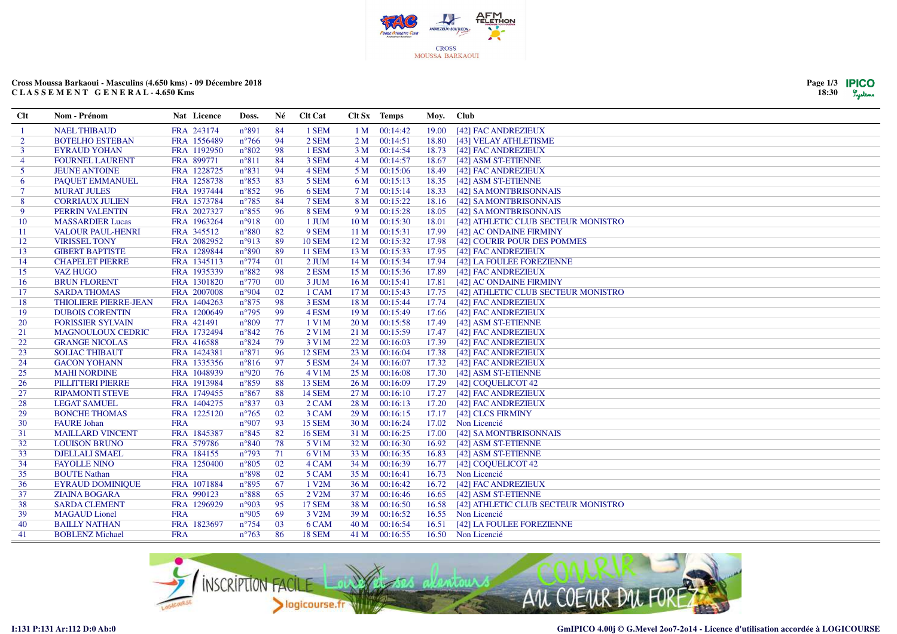CROSS MOUSSA BARKAOUI

# Cross Moussa Barkaoui - Masculins (4.650 kms) - 09 Décembre 2018
## C L A S S E M E N T  G E N E R A L - 4.650 Kms

| Clt | Nom - Prénom | Nat | Licence | Doss. | Né | Clt Cat | Clt Sx | Temps | Moy. | Club |
|---|---|---|---|---|---|---|---|---|---|---|
| 1 | NAEL THIBAUD | FRA | 243174 | n°891 | 84 | 1 SEM | 1 M | 00:14:42 | 19.00 | [42] FAC ANDREZIEUX |
| 2 | BOTELHO ESTEBAN | FRA | 1556489 | n°766 | 94 | 2 SEM | 2 M | 00:14:51 | 18.80 | [43] VELAY ATHLETISME |
| 3 | EYRAUD YOHAN | FRA | 1192950 | n°802 | 98 | 1 ESM | 3 M | 00:14:54 | 18.73 | [42] FAC ANDREZIEUX |
| 4 | FOURNEL LAURENT | FRA | 899771 | n°811 | 84 | 3 SEM | 4 M | 00:14:57 | 18.67 | [42] ASM ST-ETIENNE |
| 5 | JEUNE ANTOINE | FRA | 1228725 | n°831 | 94 | 4 SEM | 5 M | 00:15:06 | 18.49 | [42] FAC ANDREZIEUX |
| 6 | PAQUET EMMANUEL | FRA | 1258738 | n°853 | 83 | 5 SEM | 6 M | 00:15:13 | 18.35 | [42] ASM ST-ETIENNE |
| 7 | MURAT JULES | FRA | 1937444 | n°852 | 96 | 6 SEM | 7 M | 00:15:14 | 18.33 | [42] SA MONTBRISONNAIS |
| 8 | CORRIAUX JULIEN | FRA | 1573784 | n°785 | 84 | 7 SEM | 8 M | 00:15:22 | 18.16 | [42] SA MONTBRISONNAIS |
| 9 | PERRIN VALENTIN | FRA | 2027327 | n°855 | 96 | 8 SEM | 9 M | 00:15:28 | 18.05 | [42] SA MONTBRISONNAIS |
| 10 | MASSARDIER Lucas | FRA | 1963264 | n°918 | 00 | 1 JUM | 10 M | 00:15:30 | 18.01 | [42] ATHLETIC CLUB SECTEUR MONISTRO |
| 11 | VALOUR PAUL-HENRI | FRA | 345512 | n°880 | 82 | 9 SEM | 11 M | 00:15:31 | 17.99 | [42] AC ONDAINE FIRMINY |
| 12 | VIRISSEL TONY | FRA | 2082952 | n°913 | 89 | 10 SEM | 12 M | 00:15:32 | 17.98 | [42] COURIR POUR DES POMMES |
| 13 | GIBERT BAPTISTE | FRA | 1289844 | n°890 | 89 | 11 SEM | 13 M | 00:15:33 | 17.95 | [42] FAC ANDREZIEUX |
| 14 | CHAPELET PIERRE | FRA | 1345113 | n°774 | 01 | 2 JUM | 14 M | 00:15:34 | 17.94 | [42] LA FOULEE FOREZIENNE |
| 15 | VAZ HUGO | FRA | 1935339 | n°882 | 98 | 2 ESM | 15 M | 00:15:36 | 17.89 | [42] FAC ANDREZIEUX |
| 16 | BRUN FLORENT | FRA | 1301820 | n°770 | 00 | 3 JUM | 16 M | 00:15:41 | 17.81 | [42] AC ONDAINE FIRMINY |
| 17 | SARDA THOMAS | FRA | 2007008 | n°904 | 02 | 1 CAM | 17 M | 00:15:43 | 17.75 | [42] ATHLETIC CLUB SECTEUR MONISTRO |
| 18 | THIOLIERE PIERRE-JEAN | FRA | 1404263 | n°875 | 98 | 3 ESM | 18 M | 00:15:44 | 17.74 | [42] FAC ANDREZIEUX |
| 19 | DUBOIS CORENTIN | FRA | 1200649 | n°795 | 99 | 4 ESM | 19 M | 00:15:49 | 17.66 | [42] FAC ANDREZIEUX |
| 20 | FORISSIER SYLVAIN | FRA | 421491 | n°809 | 77 | 1 V1M | 20 M | 00:15:58 | 17.49 | [42] ASM ST-ETIENNE |
| 21 | MAGNOULOUX CEDRIC | FRA | 1732494 | n°842 | 76 | 2 V1M | 21 M | 00:15:59 | 17.47 | [42] FAC ANDREZIEUX |
| 22 | GRANGE NICOLAS | FRA | 416588 | n°824 | 79 | 3 V1M | 22 M | 00:16:03 | 17.39 | [42] FAC ANDREZIEUX |
| 23 | SOLIAC THIBAUT | FRA | 1424381 | n°871 | 96 | 12 SEM | 23 M | 00:16:04 | 17.38 | [42] FAC ANDREZIEUX |
| 24 | GACON YOHANN | FRA | 1335356 | n°816 | 97 | 5 ESM | 24 M | 00:16:07 | 17.32 | [42] FAC ANDREZIEUX |
| 25 | MAHI NORDINE | FRA | 1048939 | n°920 | 76 | 4 V1M | 25 M | 00:16:08 | 17.30 | [42] ASM ST-ETIENNE |
| 26 | PILLITTERI PIERRE | FRA | 1913984 | n°859 | 88 | 13 SEM | 26 M | 00:16:09 | 17.29 | [42] COQUELICOT 42 |
| 27 | RIPAMONTI STEVE | FRA | 1749455 | n°867 | 88 | 14 SEM | 27 M | 00:16:10 | 17.27 | [42] FAC ANDREZIEUX |
| 28 | LEGAT SAMUEL | FRA | 1404275 | n°837 | 03 | 2 CAM | 28 M | 00:16:13 | 17.20 | [42] FAC ANDREZIEUX |
| 29 | BONCHE THOMAS | FRA | 1225120 | n°765 | 02 | 3 CAM | 29 M | 00:16:15 | 17.17 | [42] CLCS FIRMINY |
| 30 | FAURE Johan | FRA | | n°907 | 93 | 15 SEM | 30 M | 00:16:24 | 17.02 | Non Licencié |
| 31 | MAILLARD VINCENT | FRA | 1845387 | n°845 | 82 | 16 SEM | 31 M | 00:16:25 | 17.00 | [42] SA MONTBRISONNAIS |
| 32 | LOUISON BRUNO | FRA | 579786 | n°840 | 78 | 5 V1M | 32 M | 00:16:30 | 16.92 | [42] ASM ST-ETIENNE |
| 33 | DJELLALI SMAEL | FRA | 184155 | n°793 | 71 | 6 V1M | 33 M | 00:16:35 | 16.83 | [42] ASM ST-ETIENNE |
| 34 | FAYOLLE NINO | FRA | 1250400 | n°805 | 02 | 4 CAM | 34 M | 00:16:39 | 16.77 | [42] COQUELICOT 42 |
| 35 | BOUTE Nathan | FRA | | n°898 | 02 | 5 CAM | 35 M | 00:16:41 | 16.73 | Non Licencié |
| 36 | EYRAUD DOMINIQUE | FRA | 1071884 | n°895 | 67 | 1 V2M | 36 M | 00:16:42 | 16.72 | [42] FAC ANDREZIEUX |
| 37 | ZIAINA BOGARA | FRA | 990123 | n°888 | 65 | 2 V2M | 37 M | 00:16:46 | 16.65 | [42] ASM ST-ETIENNE |
| 38 | SARDA CLEMENT | FRA | 1296929 | n°903 | 95 | 17 SEM | 38 M | 00:16:50 | 16.58 | [42] ATHLETIC CLUB SECTEUR MONISTRO |
| 39 | MAGAUD Lionel | FRA | | n°905 | 69 | 3 V2M | 39 M | 00:16:52 | 16.55 | Non Licencié |
| 40 | BAILLY NATHAN | FRA | 1823697 | n°754 | 03 | 6 CAM | 40 M | 00:16:54 | 16.51 | [42] LA FOULEE FOREZIENNE |
| 41 | BOBLENZ Michael | FRA | | n°763 | 86 | 18 SEM | 41 M | 00:16:55 | 16.50 | Non Licencié |

I:131 P:131 Ar:112 D:0 Ab:0

GmIPICO 4.00j © G.Mevel 2oo7-2o14 - Licence d'utilisation accordée à LOGICOURSE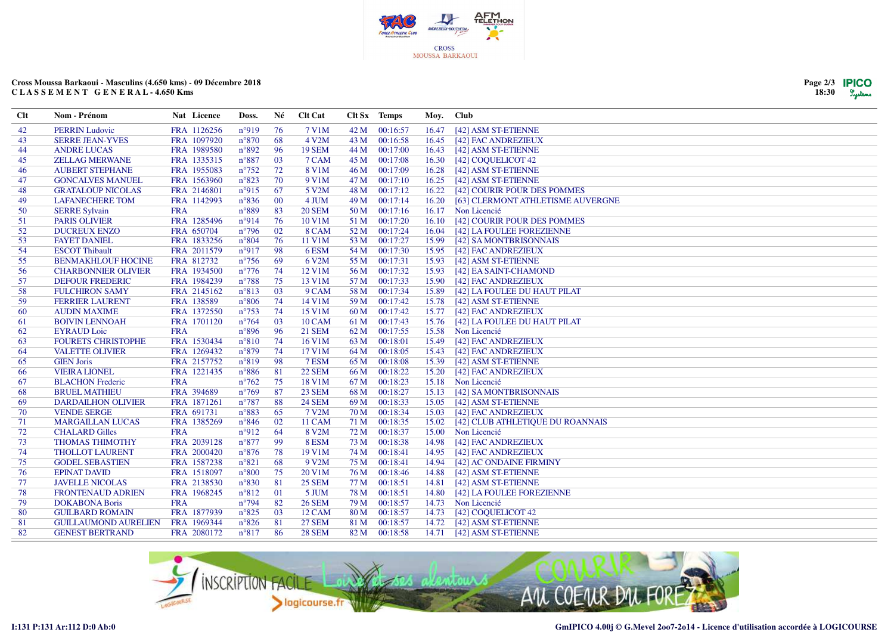## Cross Moussa Barkaoui - Masculins (4.650 kms) - 09 Décembre 2018
**C L A S S E M E N T G E N E R A L - 4.650 Kms**

| Clt | Nom - Prénom | Nat | Licence | Doss. | Né | Clt Cat | Clt Sx | Temps | Moy. | Club |
|---|---|---|---|---|---|---|---|---|---|---|
| 42 | PERRIN Ludovic | FRA | 1126256 | n°919 | 76 | 7 V1M | 42 M | 00:16:57 | 16.47 | [42] ASM ST-ETIENNE |
| 43 | SERRE JEAN-YVES | FRA | 1097920 | n°870 | 68 | 4 V2M | 43 M | 00:16:58 | 16.45 | [42] FAC ANDREZIEUX |
| 44 | ANDRE LUCAS | FRA | 1989580 | n°892 | 96 | 19 SEM | 44 M | 00:17:00 | 16.43 | [42] ASM ST-ETIENNE |
| 45 | ZELLAG MERWANE | FRA | 1335315 | n°887 | 03 | 7 CAM | 45 M | 00:17:08 | 16.30 | [42] COQUELICOT 42 |
| 46 | AUBERT STEPHANE | FRA | 1955083 | n°752 | 72 | 8 V1M | 46 M | 00:17:09 | 16.28 | [42] ASM ST-ETIENNE |
| 47 | GONCALVES MANUEL | FRA | 1563960 | n°823 | 70 | 9 V1M | 47 M | 00:17:10 | 16.25 | [42] ASM ST-ETIENNE |
| 48 | GRATALOUP NICOLAS | FRA | 2146801 | n°915 | 67 | 5 V2M | 48 M | 00:17:12 | 16.22 | [42] COURIR POUR DES POMMES |
| 49 | LAFANECHERE TOM | FRA | 1142993 | n°836 | 00 | 4 JUM | 49 M | 00:17:14 | 16.20 | [63] CLERMONT ATHLETISME AUVERGNE |
| 50 | SERRE Sylvain | FRA | | n°889 | 83 | 20 SEM | 50 M | 00:17:16 | 16.17 | Non Licencié |
| 51 | PARIS OLIVIER | FRA | 1285496 | n°914 | 76 | 10 V1M | 51 M | 00:17:20 | 16.10 | [42] COURIR POUR DES POMMES |
| 52 | DUCREUX ENZO | FRA | 650704 | n°796 | 02 | 8 CAM | 52 M | 00:17:24 | 16.04 | [42] LA FOULEE FOREZIENNE |
| 53 | FAYET DANIEL | FRA | 1833256 | n°804 | 76 | 11 V1M | 53 M | 00:17:27 | 15.99 | [42] SA MONTBRISONNAIS |
| 54 | ESCOT Thibault | FRA | 2011579 | n°917 | 98 | 6 ESM | 54 M | 00:17:30 | 15.95 | [42] FAC ANDREZIEUX |
| 55 | BENMAKHLOUF HOCINE | FRA | 812732 | n°756 | 69 | 6 V2M | 55 M | 00:17:31 | 15.93 | [42] ASM ST-ETIENNE |
| 56 | CHARBONNIER OLIVIER | FRA | 1934500 | n°776 | 74 | 12 V1M | 56 M | 00:17:32 | 15.93 | [42] EA SAINT-CHAMOND |
| 57 | DEFOUR FREDERIC | FRA | 1984239 | n°788 | 75 | 13 V1M | 57 M | 00:17:33 | 15.90 | [42] FAC ANDREZIEUX |
| 58 | FULCHIRON SAMY | FRA | 2145162 | n°813 | 03 | 9 CAM | 58 M | 00:17:34 | 15.89 | [42] LA FOULEE DU HAUT PILAT |
| 59 | FERRIER LAURENT | FRA | 138589 | n°806 | 74 | 14 V1M | 59 M | 00:17:42 | 15.78 | [42] ASM ST-ETIENNE |
| 60 | AUDIN MAXIME | FRA | 1372550 | n°753 | 74 | 15 V1M | 60 M | 00:17:42 | 15.77 | [42] FAC ANDREZIEUX |
| 61 | BOIVIN LENNOAH | FRA | 1701120 | n°764 | 03 | 10 CAM | 61 M | 00:17:43 | 15.76 | [42] LA FOULEE DU HAUT PILAT |
| 62 | EYRAUD Loic | FRA | | n°896 | 96 | 21 SEM | 62 M | 00:17:55 | 15.58 | Non Licencié |
| 63 | FOURETS CHRISTOPHE | FRA | 1530434 | n°810 | 74 | 16 V1M | 63 M | 00:18:01 | 15.49 | [42] FAC ANDREZIEUX |
| 64 | VALETTE OLIVIER | FRA | 1269432 | n°879 | 74 | 17 V1M | 64 M | 00:18:05 | 15.43 | [42] FAC ANDREZIEUX |
| 65 | GIEN Joris | FRA | 2157752 | n°819 | 98 | 7 ESM | 65 M | 00:18:08 | 15.39 | [42] ASM ST-ETIENNE |
| 66 | VIEIRA LIONEL | FRA | 1221435 | n°886 | 81 | 22 SEM | 66 M | 00:18:22 | 15.20 | [42] FAC ANDREZIEUX |
| 67 | BLACHON Frederic | FRA | | n°762 | 75 | 18 V1M | 67 M | 00:18:23 | 15.18 | Non Licencié |
| 68 | BRUEL MATHIEU | FRA | 394689 | n°769 | 87 | 23 SEM | 68 M | 00:18:27 | 15.13 | [42] SA MONTBRISONNAIS |
| 69 | DARDAILHON OLIVIER | FRA | 1871261 | n°787 | 88 | 24 SEM | 69 M | 00:18:33 | 15.05 | [42] ASM ST-ETIENNE |
| 70 | VENDE SERGE | FRA | 691731 | n°883 | 65 | 7 V2M | 70 M | 00:18:34 | 15.03 | [42] FAC ANDREZIEUX |
| 71 | MARGAILLAN LUCAS | FRA | 1385269 | n°846 | 02 | 11 CAM | 71 M | 00:18:35 | 15.02 | [42] CLUB ATHLETIQUE DU ROANNAIS |
| 72 | CHALARD Gilles | FRA | | n°912 | 64 | 8 V2M | 72 M | 00:18:37 | 15.00 | Non Licencié |
| 73 | THOMAS THIMOTHY | FRA | 2039128 | n°877 | 99 | 8 ESM | 73 M | 00:18:38 | 14.98 | [42] FAC ANDREZIEUX |
| 74 | THOLLOT LAURENT | FRA | 2000420 | n°876 | 78 | 19 V1M | 74 M | 00:18:41 | 14.95 | [42] FAC ANDREZIEUX |
| 75 | GODEL SEBASTIEN | FRA | 1587238 | n°821 | 68 | 9 V2M | 75 M | 00:18:41 | 14.94 | [42] AC ONDAINE FIRMINY |
| 76 | EPINAT DAVID | FRA | 1518097 | n°800 | 75 | 20 V1M | 76 M | 00:18:46 | 14.88 | [42] ASM ST-ETIENNE |
| 77 | JAVELLE NICOLAS | FRA | 2138530 | n°830 | 81 | 25 SEM | 77 M | 00:18:51 | 14.81 | [42] ASM ST-ETIENNE |
| 78 | FRONTENAUD ADRIEN | FRA | 1968245 | n°812 | 01 | 5 JUM | 78 M | 00:18:51 | 14.80 | [42] LA FOULEE FOREZIENNE |
| 79 | DOKABONA Boris | FRA | | n°794 | 82 | 26 SEM | 79 M | 00:18:57 | 14.73 | Non Licencié |
| 80 | GUILBARD ROMAIN | FRA | 1877939 | n°825 | 03 | 12 CAM | 80 M | 00:18:57 | 14.73 | [42] COQUELICOT 42 |
| 81 | GUILLAUMOND AURELIEN | FRA | 1969344 | n°826 | 81 | 27 SEM | 81 M | 00:18:57 | 14.72 | [42] ASM ST-ETIENNE |
| 82 | GENEST BERTRAND | FRA | 2080172 | n°817 | 86 | 28 SEM | 82 M | 00:18:58 | 14.71 | [42] ASM ST-ETIENNE |

I:131 P:131 Ar:112 D:0 Ab:0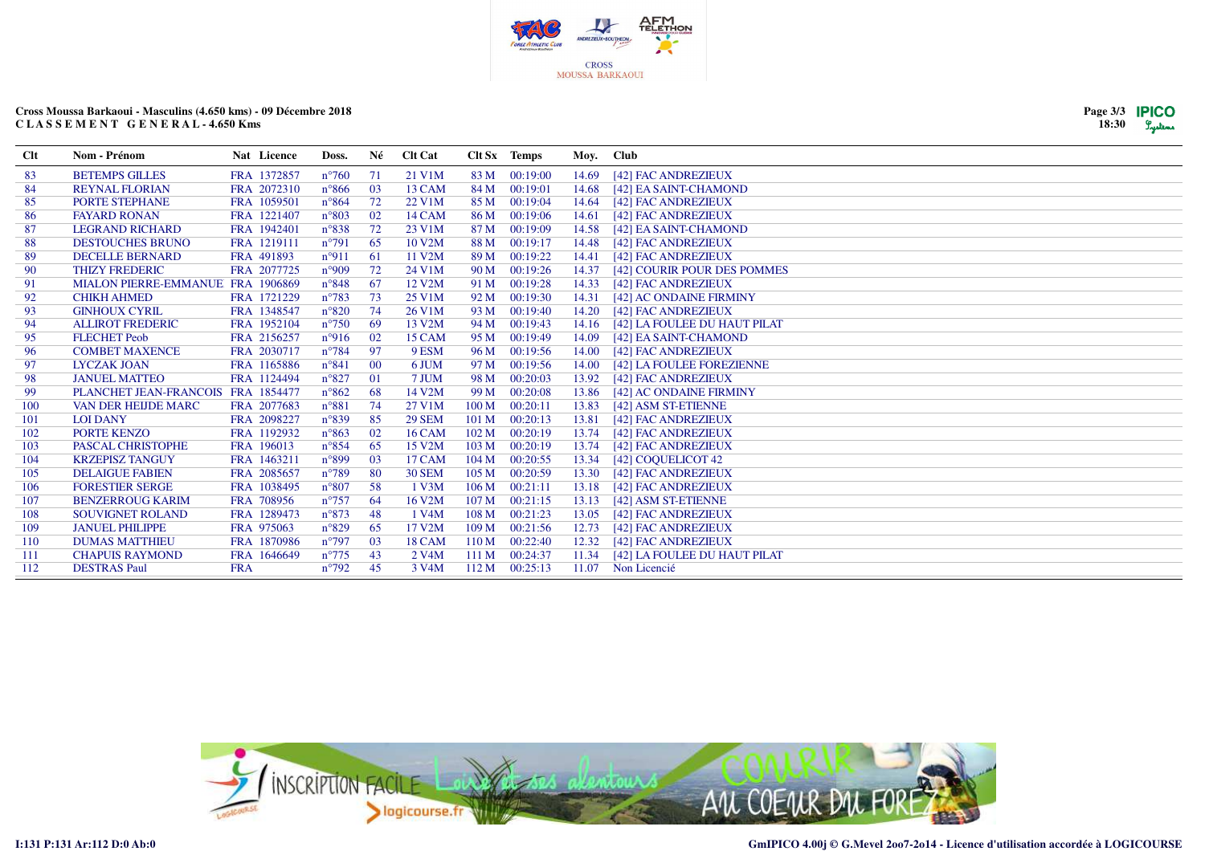# Cross Moussa Barkaoui - Masculins (4.650 kms) - 09 Décembre 2018

## C L A S S E M E N T   G E N E R A L - 4.650 Kms

| Clt | Nom - Prénom | Nat | Licence | Doss. | Né | Clt Cat | Clt Sx | Temps | Moy. | Club |
|---|---|---|---|---|---|---|---|---|---|---|
| 83 | BETEMPS GILLES | FRA | 1372857 | n°760 | 71 | 21 V1M | 83 M | 00:19:00 | 14.69 | [42] FAC ANDREZIEUX |
| 84 | REYNAL FLORIAN | FRA | 2072310 | n°866 | 03 | 13 CAM | 84 M | 00:19:01 | 14.68 | [42] EA SAINT-CHAMOND |
| 85 | PORTE STEPHANE | FRA | 1059501 | n°864 | 72 | 22 V1M | 85 M | 00:19:04 | 14.64 | [42] FAC ANDREZIEUX |
| 86 | FAYARD RONAN | FRA | 1221407 | n°803 | 02 | 14 CAM | 86 M | 00:19:06 | 14.61 | [42] FAC ANDREZIEUX |
| 87 | LEGRAND RICHARD | FRA | 1942401 | n°838 | 72 | 23 V1M | 87 M | 00:19:09 | 14.58 | [42] EA SAINT-CHAMOND |
| 88 | DESTOUCHES BRUNO | FRA | 1219111 | n°791 | 65 | 10 V2M | 88 M | 00:19:17 | 14.48 | [42] FAC ANDREZIEUX |
| 89 | DECELLE BERNARD | FRA | 491893 | n°911 | 61 | 11 V2M | 89 M | 00:19:22 | 14.41 | [42] FAC ANDREZIEUX |
| 90 | THIZY FREDERIC | FRA | 2077725 | n°909 | 72 | 24 V1M | 90 M | 00:19:26 | 14.37 | [42] COURIR POUR DES POMMES |
| 91 | MIALON PIERRE-EMMANUE | FRA | 1906869 | n°848 | 67 | 12 V2M | 91 M | 00:19:28 | 14.33 | [42] FAC ANDREZIEUX |
| 92 | CHIKH AHMED | FRA | 1721229 | n°783 | 73 | 25 V1M | 92 M | 00:19:30 | 14.31 | [42] AC ONDAINE FIRMINY |
| 93 | GINHOUX CYRIL | FRA | 1348547 | n°820 | 74 | 26 V1M | 93 M | 00:19:40 | 14.20 | [42] FAC ANDREZIEUX |
| 94 | ALLIROT FREDERIC | FRA | 1952104 | n°750 | 69 | 13 V2M | 94 M | 00:19:43 | 14.16 | [42] LA FOULEE DU HAUT PILAT |
| 95 | FLECHET Peob | FRA | 2156257 | n°916 | 02 | 15 CAM | 95 M | 00:19:49 | 14.09 | [42] EA SAINT-CHAMOND |
| 96 | COMBET MAXENCE | FRA | 2030717 | n°784 | 97 | 9 ESM | 96 M | 00:19:56 | 14.00 | [42] FAC ANDREZIEUX |
| 97 | LYCZAK JOAN | FRA | 1165886 | n°841 | 00 | 6 JUM | 97 M | 00:19:56 | 14.00 | [42] LA FOULEE FOREZIENNE |
| 98 | JANUEL MATTEO | FRA | 1124494 | n°827 | 01 | 7 JUM | 98 M | 00:20:03 | 13.92 | [42] FAC ANDREZIEUX |
| 99 | PLANCHET JEAN-FRANCOIS | FRA | 1854477 | n°862 | 68 | 14 V2M | 99 M | 00:20:08 | 13.86 | [42] AC ONDAINE FIRMINY |
| 100 | VAN DER HEIJDE MARC | FRA | 2077683 | n°881 | 74 | 27 V1M | 100 M | 00:20:11 | 13.83 | [42] ASM ST-ETIENNE |
| 101 | LOI DANY | FRA | 2098227 | n°839 | 85 | 29 SEM | 101 M | 00:20:13 | 13.81 | [42] FAC ANDREZIEUX |
| 102 | PORTE KENZO | FRA | 1192932 | n°863 | 02 | 16 CAM | 102 M | 00:20:19 | 13.74 | [42] FAC ANDREZIEUX |
| 103 | PASCAL CHRISTOPHE | FRA | 196013 | n°854 | 65 | 15 V2M | 103 M | 00:20:19 | 13.74 | [42] FAC ANDREZIEUX |
| 104 | KRZEPISZ TANGUY | FRA | 1463211 | n°899 | 03 | 17 CAM | 104 M | 00:20:55 | 13.34 | [42] COQUELICOT 42 |
| 105 | DELAIGUE FABIEN | FRA | 2085657 | n°789 | 80 | 30 SEM | 105 M | 00:20:59 | 13.30 | [42] FAC ANDREZIEUX |
| 106 | FORESTIER SERGE | FRA | 1038495 | n°807 | 58 | 1 V3M | 106 M | 00:21:11 | 13.18 | [42] FAC ANDREZIEUX |
| 107 | BENZERROUG KARIM | FRA | 708956 | n°757 | 64 | 16 V2M | 107 M | 00:21:15 | 13.13 | [42] ASM ST-ETIENNE |
| 108 | SOUVIGNET ROLAND | FRA | 1289473 | n°873 | 48 | 1 V4M | 108 M | 00:21:23 | 13.05 | [42] FAC ANDREZIEUX |
| 109 | JANUEL PHILIPPE | FRA | 975063 | n°829 | 65 | 17 V2M | 109 M | 00:21:56 | 12.73 | [42] FAC ANDREZIEUX |
| 110 | DUMAS MATTHIEU | FRA | 1870986 | n°797 | 03 | 18 CAM | 110 M | 00:22:40 | 12.32 | [42] FAC ANDREZIEUX |
| 111 | CHAPUIS RAYMOND | FRA | 1646649 | n°775 | 43 | 2 V4M | 111 M | 00:24:37 | 11.34 | [42] LA FOULEE DU HAUT PILAT |
| 112 | DESTRAS Paul | FRA | | n°792 | 45 | 3 V4M | 112 M | 00:25:13 | 11.07 | Non Licencié |

I:131 P:131 Ar:112 D:0 Ab:0